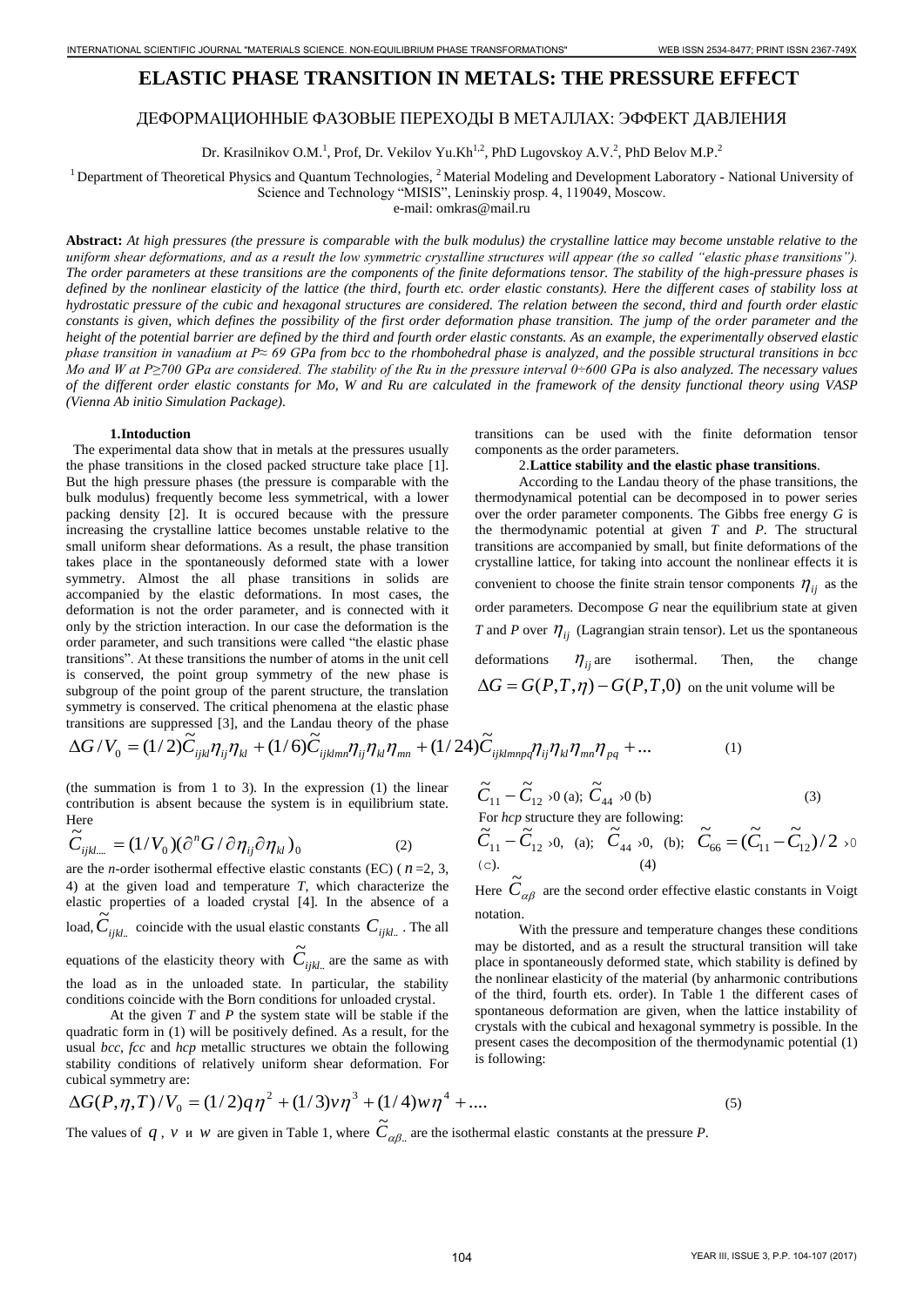# ELASTIC PHASE TRANSITION IN METALS: THE PRESSURE EFFECT

## ДЕФОРМАЦИОННЫЕ ФАЗОВЫЕ ПЕРЕХОДЫ В МЕТАЛЛАХ: ЭФФЕКТ ДАВЛЕНИЯ

Dr. Krasilnikov O.M.[1], Prof, Dr. Vekilov Yu.Kh[1,2], PhD Lugovskoy A.V.[2], PhD Belov M.P.[2]

[1] Department of Theoretical Physics and Quantum Technologies, [2] Material Modeling and Development Laboratory - National University of Science and Technology "MISIS", Leninskiy prosp. 4, 119049, Moscow.
e-mail: omkras@mail.ru

**Abstract:** *At high pressures (the pressure is comparable with the bulk modulus) the crystalline lattice may become unstable relative to the uniform shear deformations, and as a result the low symmetric crystalline structures will appear (the so called "elastic phase transitions"). The order parameters at these transitions are the components of the finite deformations tensor. The stability of the high-pressure phases is defined by the nonlinear elasticity of the lattice (the third, fourth etc. order elastic constants). Here the different cases of stability loss at hydrostatic pressure of the cubic and hexagonal structures are considered. The relation between the second, third and fourth order elastic constants is given, which defines the possibility of the first order deformation phase transition. The jump of the order parameter and the height of the potential barrier are defined by the third and fourth order elastic constants. As an example, the experimentally observed elastic phase transition in vanadium at P≈ 69 GPa from bcc to the rhombohedral phase is analyzed, and the possible structural transitions in bcc Mo and W at P≥700 GPa are considered. The stability of the Ru in the pressure interval 0÷600 GPa is also analyzed. The necessary values of the different order elastic constants for Mo, W and Ru are calculated in the framework of the density functional theory using VASP (Vienna Ab initio Simulation Package).*

### 1.Intoduction

The experimental data show that in metals at the pressures usually the phase transitions in the closed packed structure take place [1]. But the high pressure phases (the pressure is comparable with the bulk modulus) frequently become less symmetrical, with a lower packing density [2]. It is occured because with the pressure increasing the crystalline lattice becomes unstable relative to the small uniform shear deformations. As a result, the phase transition takes place in the spontaneously deformed state with a lower symmetry. Almost the all phase transitions in solids are accompanied by the elastic deformations. In most cases, the deformation is not the order parameter, and is connected with it only by the striction interaction. In our case the deformation is the order parameter, and such transitions were called "the elastic phase transitions". At these transitions the number of atoms in the unit cell is conserved, the point group symmetry of the new phase is subgroup of the point group of the parent structure, the translation symmetry is conserved. The critical phenomena at the elastic phase transitions are suppressed [3], and the Landau theory of the phase transitions can be used with the finite deformation tensor components as the order parameters.

### 2.Lattice stability and the elastic phase transitions.

According to the Landau theory of the phase transitions, the thermodynamical potential can be decomposed in to power series over the order parameter components. The Gibbs free energy *G* is the thermodynamic potential at given *T* and *P*. The structural transitions are accompanied by small, but finite deformations of the crystalline lattice, for taking into account the nonlinear effects it is convenient to choose the finite strain tensor components $\eta_{ij}$ as the order parameters. Decompose *G* near the equilibrium state at given *T* and *P* over $\eta_{ij}$ (Lagrangian strain tensor). Let us the spontaneous deformations $\eta_{ij}$ are isothermal. Then, the change $\Delta G = G(P,T,\eta) - G(P,T,0)$ on the unit volume will be

$$\Delta G / V_0 = (1/2)\tilde{C}_{ijkl}\eta_{ij}\eta_{kl} + (1/6)\tilde{C}_{ijklmn}\eta_{ij}\eta_{kl}\eta_{mn} + (1/24)\tilde{C}_{ijklmnpq}\eta_{ij}\eta_{kl}\eta_{mn}\eta_{pq} + ... \quad (1)$$

(the summation is from 1 to 3). In the expression (1) the linear contribution is absent because the system is in equilibrium state. Here

$$\tilde{C}_{ijkl....} = (1/V_0)(\partial^n G / \partial\eta_{ij}\partial\eta_{kl})_0 \quad (2)$$

are the *n*-order isothermal effective elastic constants (EC) ($n$=2, 3, 4) at the given load and temperature *T*, which characterize the elastic properties of a loaded crystal [4]. In the absence of a load, $\tilde{C}_{ijkl..}$ coincide with the usual elastic constants $C_{ijkl..}$. The all equations of the elasticity theory with $\tilde{C}_{ijkl..}$ are the same as with the load as in the unloaded state. In particular, the stability conditions coincide with the Born conditions for unloaded crystal.

At the given *T* and *P* the system state will be stable if the quadratic form in (1) will be positively defined. As a result, for the usual *bcc*, *fcc* and *hcp* metallic structures we obtain the following stability conditions of relatively uniform shear deformation. For cubical symmetry are:

$$\tilde{C}_{11} - \tilde{C}_{12} > 0 \text{ (a)}; \; \tilde{C}_{44} > 0 \text{ (b)} \quad (3)$$

For *hcp* structure they are following:

$$\tilde{C}_{11} - \tilde{C}_{12} > 0, \text{ (a)}; \; \tilde{C}_{44} > 0, \text{ (b)}; \; \tilde{C}_{66} = (\tilde{C}_{11} - \tilde{C}_{12})/2 > 0 \text{ (c)}. \quad (4)$$

Here $\tilde{C}_{\alpha\beta}$ are the second order effective elastic constants in Voigt notation.

With the pressure and temperature changes these conditions may be distorted, and as a result the structural transition will take place in spontaneously deformed state, which stability is defined by the nonlinear elasticity of the material (by anharmonic contributions of the third, fourth ets. order). In Table 1 the different cases of spontaneous deformation are given, when the lattice instability of crystals with the cubical and hexagonal symmetry is possible. In the present cases the decomposition of the thermodynamic potential (1) is following:

$$\Delta G(P,\eta,T)/V_0 = (1/2)q\eta^2 + (1/3)v\eta^3 + (1/4)w\eta^4 + .... \quad (5)$$

The values of $q$, $v$ и $w$ are given in Table 1, where $\tilde{C}_{\alpha\beta..}$ are the isothermal elastic constants at the pressure *P*.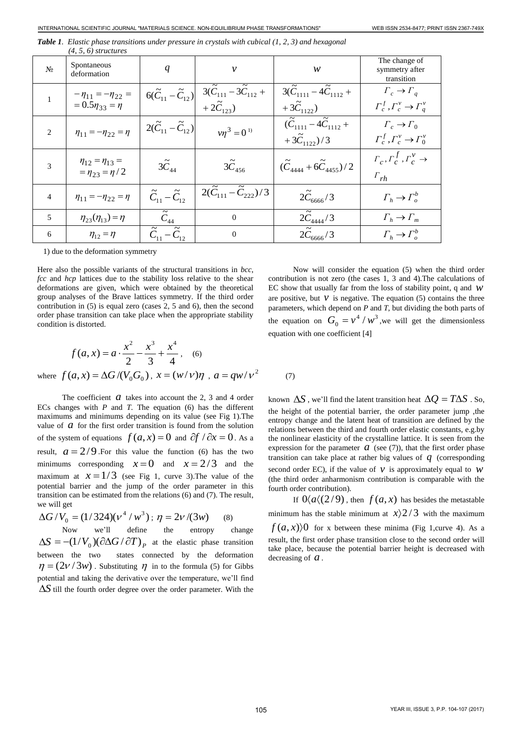***Table 1**. Elastic phase transitions under pressure in crystals with cubical (1, 2, 3) and hexagonal (4, 5, 6) structures*

| № | Spontaneous deformation | $q$ | $v$ | $w$ | The change of symmetry after transition |
|---|---|---|---|---|---|
| 1 | $-\eta_{11} = -\eta_{22} = 0.5\eta_{33} = \eta$ | $6(\tilde{C}_{11} - \tilde{C}_{12})$ | $3(\tilde{C}_{111} - 3\tilde{C}_{112} + 2\tilde{C}_{123})$ | $3(\tilde{C}_{1111} - 4\tilde{C}_{1112} + 3\tilde{C}_{1122})$ | $\Gamma_c \to \Gamma_q$ $\Gamma_c^f, \Gamma_c^v \to \Gamma_q^v$ |
| 2 | $\eta_{11} = -\eta_{22} = \eta$ | $2(\tilde{C}_{11} - \tilde{C}_{12})$ | $v\eta^3 = 0$ [1] | $(\tilde{C}_{1111} - 4\tilde{C}_{1112} + 3\tilde{C}_{1122})/3$ | $\Gamma_c \to \Gamma_0$ $\Gamma_c^f, \Gamma_c^v \to \Gamma_0^v$ |
| 3 | $\eta_{12} = \eta_{13} = \eta_{23} = \eta/2$ | $3\tilde{C}_{44}$ | $3\tilde{C}_{456}$ | $(\tilde{C}_{4444} + 6\tilde{C}_{4455})/2$ | $\Gamma_c, \Gamma_c^f, \Gamma_c^v \to \Gamma_{rh}$ |
| 4 | $\eta_{11} = -\eta_{22} = \eta$ | $\tilde{C}_{11} - \tilde{C}_{12}$ | $2(\tilde{C}_{111} - \tilde{C}_{222})/3$ | $2\tilde{C}_{6666}/3$ | $\Gamma_h \to \Gamma_o^b$ |
| 5 | $\eta_{23}(\eta_{13}) = \eta$ | $\tilde{C}_{44}$ | 0 | $2\tilde{C}_{4444}/3$ | $\Gamma_h \to \Gamma_m$ |
| 6 | $\eta_{12} = \eta$ | $\tilde{C}_{11} - \tilde{C}_{12}$ | 0 | $2\tilde{C}_{6666}/3$ | $\Gamma_h \to \Gamma_o^b$ |

1) due to the deformation symmetry

Here also the possible variants of the structural transitions in *bcc*, *fcc* and *hcp* lattices due to the stability loss relative to the shear deformations are given, which were obtained by the theoretical group analyses of the Brave lattices symmetry. If the third order contribution in (5) is equal zero (cases 2, 5 and 6), then the second order phase transition can take place when the appropriate stability condition is distorted.

Now will consider the equation (5) when the third order contribution is not zero (the cases 1, 3 and 4).The calculations of EC show that usually far from the loss of stability point, q and $w$ are positive, but $v$ is negative. The equation (5) contains the three parameters, which depend on *P* and *T*, but dividing the both parts of the equation on $G_0 = v^4 / w^3$,we will get the dimensionless equation with one coefficient [4]

$$f(a,x) = a \cdot \frac{x^2}{2} - \frac{x^3}{3} + \frac{x^4}{4}, \quad (6)$$

where $f(a,x) = \Delta G/(V_0 G_0)$, $x = (w/v)\eta$ , $a = qw/v^2$ (7)

The coefficient $a$ takes into account the 2, 3 and 4 order ECs changes with *P* and *T*. The equation (6) has the different maximums and minimums depending on its value (see Fig 1).The value of $a$ for the first order transition is found from the solution of the system of equations $f(a,x) = 0$ and $\partial f / \partial x = 0$. As a result, $a = 2/9$.For this value the function (6) has the two minimums corresponding $x = 0$ and $x = 2/3$ and the maximum at $x = 1/3$ (see Fig 1, curve 3).The value of the potential barrier and the jump of the order parameter in this transition can be estimated from the relations (6) and (7). The result, we will get

$$\Delta G / V_0 = (1/324)(v^4 / w^3)\,; \; \eta = 2v/(3w) \quad (8)$$

Now we'll define the entropy change $\Delta S = -(1/V_0)(\partial \Delta G / \partial T)_P$ at the elastic phase transition between the two states connected by the deformation $\eta = (2v/3w)$. Substituting $\eta$ in to the formula (5) for Gibbs potential and taking the derivative over the temperature, we'll find $\Delta S$ till the fourth order degree over the order parameter. With the known $\Delta S$, we'll find the latent transition heat $\Delta Q = T\Delta S$. So, the height of the potential barrier, the order parameter jump ,the entropy change and the latent heat of transition are defined by the relations between the third and fourth order elastic constants, e.g.by the nonlinear elasticity of the crystalline lattice. It is seen from the expression for the parameter $a$ (see (7)), that the first order phase transition can take place at rather big values of $q$ (corresponding second order EC), if the value of $v$ is approximately equal to $w$ (the third order anharmonism contribution is comparable with the fourth order contribution).

If $0 < a < (2/9)$, then $f(a,x)$ has besides the metastable minimum has the stable minimum at $x > 2/3$ with the maximum $f(a,x) > 0$ for x between these minima (Fig 1,curve 4). As a result, the first order phase transition close to the second order will take place, because the potential barrier height is decreased with decreasing of $a$.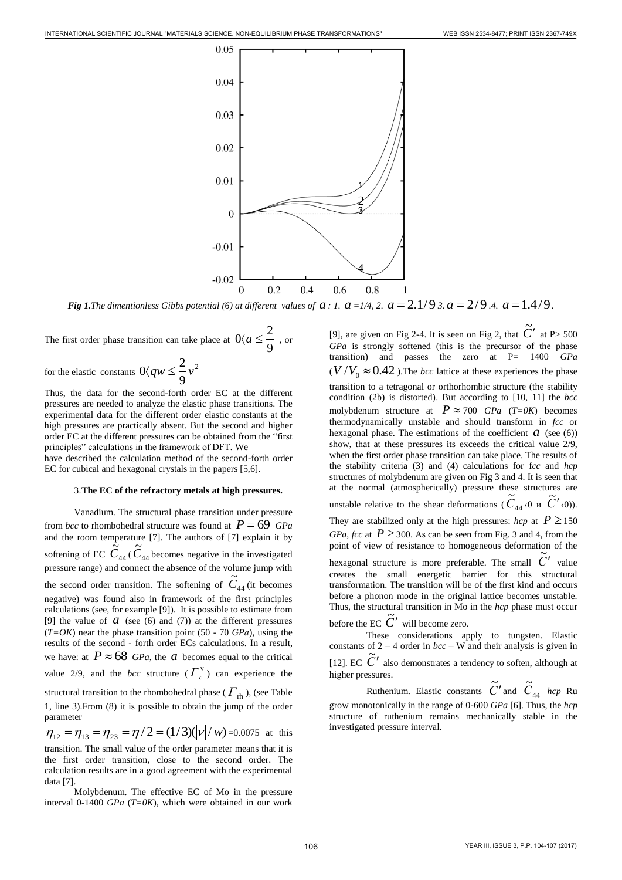*Fig 1.The dimentionless Gibbs potential (6) at different values of $a$ : 1. $a$ =1/4, 2. $a = 2.1/9$ 3. $a = 2/9$ .4. $a = 1.4/9$.*

The first order phase transition can take place at $0 \langle a \leq \frac{2}{9}$ , or for the elastic constants $0 \langle qw \leq \frac{2}{9} v^2$

Thus, the data for the second-forth order EC at the different pressures are needed to analyze the elastic phase transitions. The experimental data for the different order elastic constants at the high pressures are practically absent. But the second and higher order EC at the different pressures can be obtained from the "first principles" calculations in the framework of DFT. We have described the calculation method of the second-forth order EC for cubical and hexagonal crystals in the papers [5,6].

### 3.The EC of the refractory metals at high pressures.

Vanadium. The structural phase transition under pressure from *bcc* to rhombohedral structure was found at $P = 69$ *GPa* and the room temperature [7]. The authors of [7] explain it by softening of EC $\tilde{C}_{44}$ ($\tilde{C}_{44}$ becomes negative in the investigated pressure range) and connect the absence of the volume jump with the second order transition. The softening of $\tilde{C}_{44}$ (it becomes negative) was found also in framework of the first principles calculations (see, for example [9]). It is possible to estimate from [9] the value of $a$ (see (6) and (7)) at the different pressures (*T=OK*) near the phase transition point (50 - 70 *GPa*), using the results of the second - forth order ECs calculations. In a result, we have: at $P \approx 68$ *GPa*, the $a$ becomes equal to the critical value 2/9, and the *bcc* structure ($\Gamma_c^v$) can experience the structural transition to the rhombohedral phase ($\Gamma_{rh}$), (see Table 1, line 3).From (8) it is possible to obtain the jump of the order parameter

$\eta_{12} = \eta_{13} = \eta_{23} = \eta/2 = (1/3)(|v|/w)$ =0.0075 at this transition. The small value of the order parameter means that it is the first order transition, close to the second order. The calculation results are in a good agreement with the experimental data [7].

Molybdenum. The effective EC of Mo in the pressure interval 0-1400 *GPa* (*T=0K*), which were obtained in our work [9], are given on Fig 2-4. It is seen on Fig 2, that $\tilde{C}'$ at P> 500 *GPa* is strongly softened (this is the precursor of the phase transition) and passes the zero at P= 1400 *GPa* ($V/V_0 \approx 0.42$ ).The *bcc* lattice at these experiences the phase transition to a tetragonal or orthorhombic structure (the stability condition (2b) is distorted). But according to [10, 11] the *bcc* molybdenum structure at $P \approx 700$ *GPa* (*T=0K*) becomes thermodynamically unstable and should transform in *fcc* or hexagonal phase. The estimations of the coefficient $a$ (see (6)) show, that at these pressures its exceeds the critical value 2/9, when the first order phase transition can take place. The results of the stability criteria (3) and (4) calculations for f*cc* and *hcp* structures of molybdenum are given on Fig 3 and 4. It is seen that at the normal (atmospherically) pressure these structures are unstable relative to the shear deformations ($\tilde{C}_{44}\langle 0$ и $\tilde{C}'\langle 0$)). They are stabilized only at the high pressures: *hcp* at $P \geq 150$ *GPa*, *fcc* at $P \geq 300$. As can be seen from Fig. 3 and 4, from the point of view of resistance to homogeneous deformation of the hexagonal structure is more preferable. The small $\tilde{C}'$ value creates the small energetic barrier for this structural transformation. The transition will be of the first kind and occurs before a phonon mode in the original lattice becomes unstable. Thus, the structural transition in Mo in the *hcp* phase must occur before the EC $\tilde{C}'$ will become zero.

These considerations apply to tungsten. Elastic constants of 2 – 4 order in *bcc* – W and their analysis is given in [12]. EC $\tilde{C}'$ also demonstrates a tendency to soften, although at higher pressures.

Ruthenium. Elastic constants $\tilde{C}'$ and $\tilde{C}_{44}$ *hcp* Ru grow monotonically in the range of 0-600 *GPa* [6]. Thus, the *hcp* structure of ruthenium remains mechanically stable in the investigated pressure interval.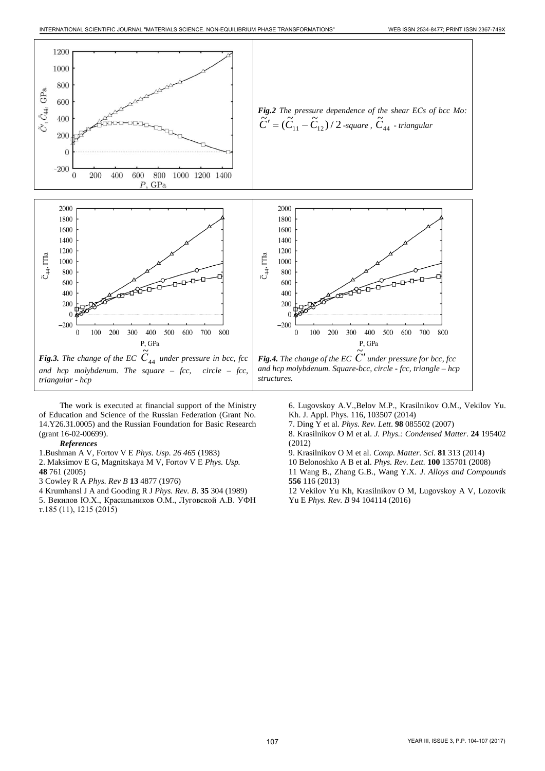1200
1000
800
600
400
200
0
-200
0 200 400 600 800 1000 1200 1400
$P$, GPa
$\tilde{C}', \tilde{C}_{44}$, GPa

***Fig.2*** *The pressure dependence of the shear ECs of bcc Mo:* $\widetilde{C}' = (\widetilde{C}_{11} - \widetilde{C}_{12})/2$ *-square ,* $\widetilde{C}_{44}$ *- triangular*

2000
1800
1600
1400
1200
1000
800
600
400
200
0
−200
0 100 200 300 400 500 600 700 800
P, GPa
$\tilde{C}_{44}$, ГПа

***Fig.3.*** *The change of the EC* $\widetilde{C}_{44}$ *under pressure in bcc, fcc and hcp molybdenum. The square – fcc, circle – fcc, triangular - hcp*

2000
1800
1600
1400
1200
1000
800
600
400
200
0
−200
0 100 200 300 400 500 600 700 800
P, GPa
$\tilde{C}_{44}$, ГПа

***Fig.4.*** *The change of the EC* $\widetilde{C}'$ *under pressure for bcc, fcc and hcp molybdenum. Square-bcc, circle - fcc, triangle – hcp structures.*

The work is executed at financial support of the Ministry of Education and Science of the Russian Federation (Grant No. 14.Y26.31.0005) and the Russian Foundation for Basic Research (grant 16-02-00699).

***References***

1.Bushman A V, Fortov V E *Phys. Usp. 26 465* (1983)

2. Maksimov E G, Magnitskaya M V, Fortov V E *Phys. Usp.* **48** 761 (2005)

3 Cowley R A *Phys. Rev B* **13** 4877 (1976)

4 Krumhansl J A and Gooding R J *Phys. Rev. B*. **35** 304 (1989)

5. Векилов Ю.Х., Красильников О.М., Луговской А.В. УФН т.185 (11), 1215 (2015)

6. Lugovskoy A.V.,Belov M.P., Krasilnikov O.M., Vekilov Yu. Kh. J. Appl. Phys. 116, 103507 (2014)

7. Ding Y et al. *Phys. Rev. Lett*. **98** 085502 (2007)

8. Krasilnikov O M et al. *J. Phys.: Condensed Matter*. **24** 195402 (2012)

9. Krasilnikov O M et al. *Comp. Matter. Sci*. **81** 313 (2014)

10 Belonoshko A B et al. *Phys. Rev. Lett.* **100** 135701 (2008)

11 Wang B., Zhang G.B., Wang Y.X. *J. Alloys and Compounds* **556** 116 (2013)

12 Vekilov Yu Kh, Krasilnikov O M, Lugovskoy A V, Lozovik Yu E *Phys. Rev. B* 94 104114 (2016)